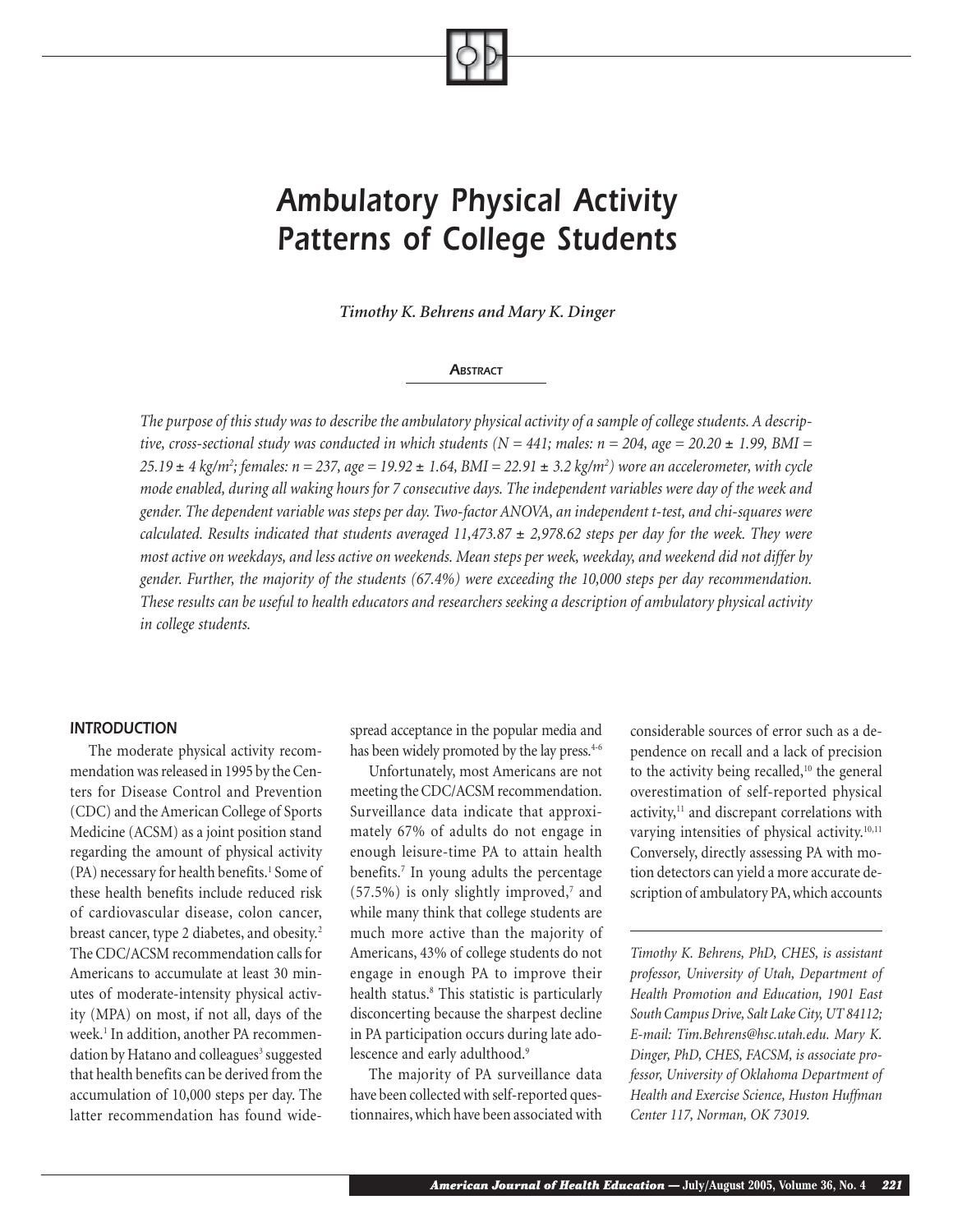# Ambulatory Physical Activity Patterns of College Students

***Timothy K. Behrens and Mary K. Dinger***

## Abstract

*The purpose of this study was to describe the ambulatory physical activity of a sample of college students. A descriptive, cross-sectional study was conducted in which students ($N = 441$; males: $n = 204$, age = $20.20 \pm 1.99$, BMI = $25.19 \pm 4$ kg/m$^2$; females: $n = 237$, age = $19.92 \pm 1.64$, BMI = $22.91 \pm 3.2$ kg/m$^2$) wore an accelerometer, with cycle mode enabled, during all waking hours for 7 consecutive days. The independent variables were day of the week and gender. The dependent variable was steps per day. Two-factor ANOVA, an independent t-test, and chi-squares were calculated. Results indicated that students averaged $11{,}473.87 \pm 2{,}978.62$ steps per day for the week. They were most active on weekdays, and less active on weekends. Mean steps per week, weekday, and weekend did not differ by gender. Further, the majority of the students (67.4%) were exceeding the 10,000 steps per day recommendation. These results can be useful to health educators and researchers seeking a description of ambulatory physical activity in college students.*

## INTRODUCTION

The moderate physical activity recommendation was released in 1995 by the Centers for Disease Control and Prevention (CDC) and the American College of Sports Medicine (ACSM) as a joint position stand regarding the amount of physical activity (PA) necessary for health benefits.[1] Some of these health benefits include reduced risk of cardiovascular disease, colon cancer, breast cancer, type 2 diabetes, and obesity.[2] The CDC/ACSM recommendation calls for Americans to accumulate at least 30 minutes of moderate-intensity physical activity (MPA) on most, if not all, days of the week.[1] In addition, another PA recommendation by Hatano and colleagues[3] suggested that health benefits can be derived from the accumulation of 10,000 steps per day. The latter recommendation has found widespread acceptance in the popular media and has been widely promoted by the lay press.[4-6]

Unfortunately, most Americans are not meeting the CDC/ACSM recommendation. Surveillance data indicate that approximately 67% of adults do not engage in enough leisure-time PA to attain health benefits.[7] In young adults the percentage (57.5%) is only slightly improved,[7] and while many think that college students are much more active than the majority of Americans, 43% of college students do not engage in enough PA to improve their health status.[8] This statistic is particularly disconcerting because the sharpest decline in PA participation occurs during late adolescence and early adulthood.[9]

The majority of PA surveillance data have been collected with self-reported questionnaires, which have been associated with considerable sources of error such as a dependence on recall and a lack of precision to the activity being recalled,[10] the general overestimation of self-reported physical activity,[11] and discrepant correlations with varying intensities of physical activity.[10,11] Conversely, directly assessing PA with motion detectors can yield a more accurate description of ambulatory PA, which accounts

---

*Timothy K. Behrens, PhD, CHES, is assistant professor, University of Utah, Department of Health Promotion and Education, 1901 East South Campus Drive, Salt Lake City, UT 84112; E-mail: Tim.Behrens@hsc.utah.edu. Mary K. Dinger, PhD, CHES, FACSM, is associate professor, University of Oklahoma Department of Health and Exercise Science, Huston Huffman Center 117, Norman, OK 73019.*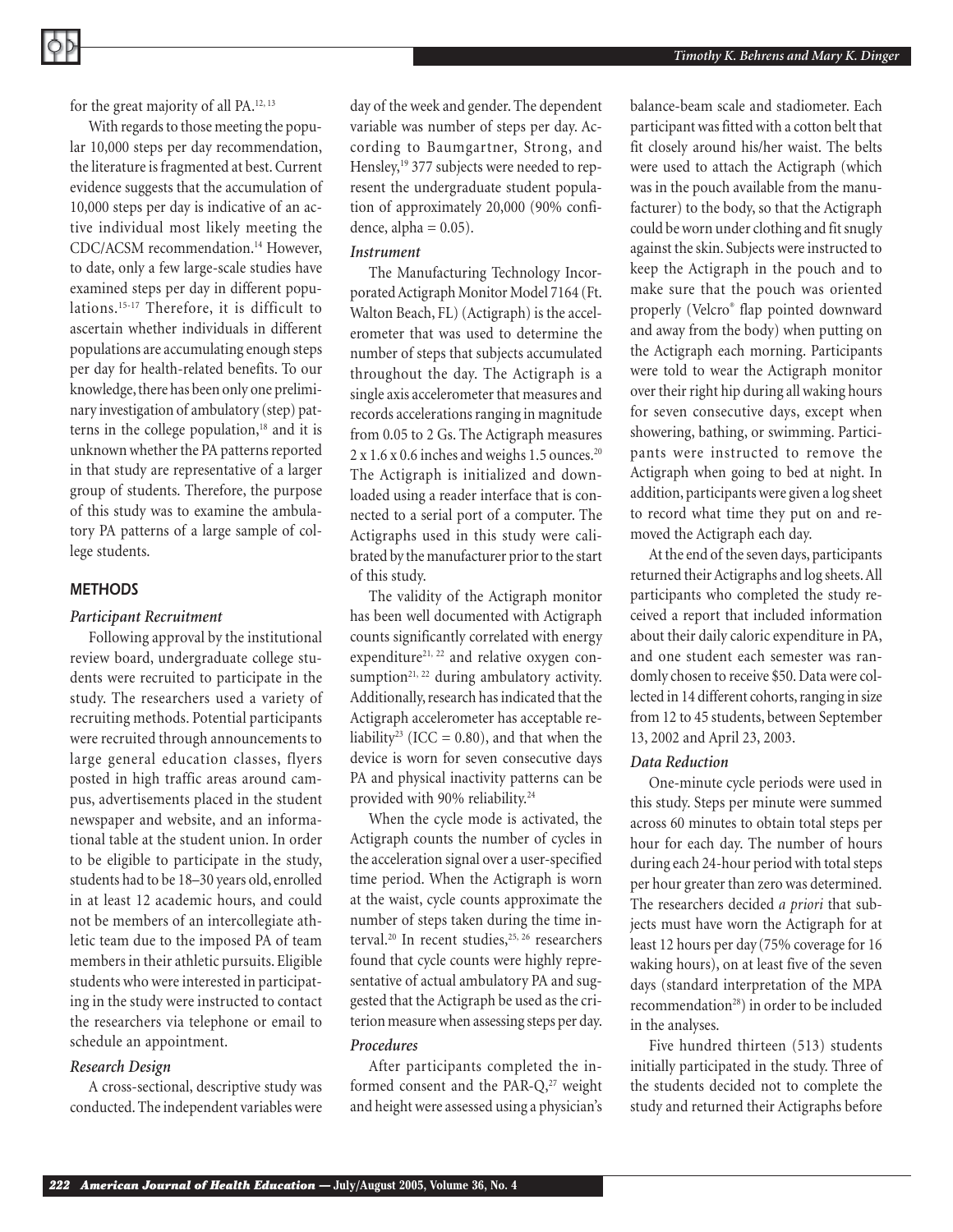for the great majority of all PA.[12, 13]

With regards to those meeting the popular 10,000 steps per day recommendation, the literature is fragmented at best. Current evidence suggests that the accumulation of 10,000 steps per day is indicative of an active individual most likely meeting the CDC/ACSM recommendation.[14] However, to date, only a few large-scale studies have examined steps per day in different populations.[15-17] Therefore, it is difficult to ascertain whether individuals in different populations are accumulating enough steps per day for health-related benefits. To our knowledge, there has been only one preliminary investigation of ambulatory (step) patterns in the college population,[18] and it is unknown whether the PA patterns reported in that study are representative of a larger group of students. Therefore, the purpose of this study was to examine the ambulatory PA patterns of a large sample of college students.

## METHODS

### *Participant Recruitment*

Following approval by the institutional review board, undergraduate college students were recruited to participate in the study. The researchers used a variety of recruiting methods. Potential participants were recruited through announcements to large general education classes, flyers posted in high traffic areas around campus, advertisements placed in the student newspaper and website, and an informational table at the student union. In order to be eligible to participate in the study, students had to be 18–30 years old, enrolled in at least 12 academic hours, and could not be members of an intercollegiate athletic team due to the imposed PA of team members in their athletic pursuits. Eligible students who were interested in participating in the study were instructed to contact the researchers via telephone or email to schedule an appointment.

### *Research Design*

A cross-sectional, descriptive study was conducted. The independent variables were day of the week and gender. The dependent variable was number of steps per day. According to Baumgartner, Strong, and Hensley,[19] 377 subjects were needed to represent the undergraduate student population of approximately 20,000 (90% confidence, alpha = 0.05).

### *Instrument*

The Manufacturing Technology Incorporated Actigraph Monitor Model 7164 (Ft. Walton Beach, FL) (Actigraph) is the accelerometer that was used to determine the number of steps that subjects accumulated throughout the day. The Actigraph is a single axis accelerometer that measures and records accelerations ranging in magnitude from 0.05 to 2 Gs. The Actigraph measures 2 x 1.6 x 0.6 inches and weighs 1.5 ounces.[20] The Actigraph is initialized and downloaded using a reader interface that is connected to a serial port of a computer. The Actigraphs used in this study were calibrated by the manufacturer prior to the start of this study.

The validity of the Actigraph monitor has been well documented with Actigraph counts significantly correlated with energy expenditure[21, 22] and relative oxygen consumption[21, 22] during ambulatory activity. Additionally, research has indicated that the Actigraph accelerometer has acceptable reliability[23] (ICC = 0.80), and that when the device is worn for seven consecutive days PA and physical inactivity patterns can be provided with 90% reliability.[24]

When the cycle mode is activated, the Actigraph counts the number of cycles in the acceleration signal over a user-specified time period. When the Actigraph is worn at the waist, cycle counts approximate the number of steps taken during the time interval.[20] In recent studies,[25, 26] researchers found that cycle counts were highly representative of actual ambulatory PA and suggested that the Actigraph be used as the criterion measure when assessing steps per day.

### *Procedures*

After participants completed the informed consent and the PAR-Q,[27] weight and height were assessed using a physician's balance-beam scale and stadiometer. Each participant was fitted with a cotton belt that fit closely around his/her waist. The belts were used to attach the Actigraph (which was in the pouch available from the manufacturer) to the body, so that the Actigraph could be worn under clothing and fit snugly against the skin. Subjects were instructed to keep the Actigraph in the pouch and to make sure that the pouch was oriented properly (Velcro® flap pointed downward and away from the body) when putting on the Actigraph each morning. Participants were told to wear the Actigraph monitor over their right hip during all waking hours for seven consecutive days, except when showering, bathing, or swimming. Participants were instructed to remove the Actigraph when going to bed at night. In addition, participants were given a log sheet to record what time they put on and removed the Actigraph each day.

At the end of the seven days, participants returned their Actigraphs and log sheets. All participants who completed the study received a report that included information about their daily caloric expenditure in PA, and one student each semester was randomly chosen to receive $50. Data were collected in 14 different cohorts, ranging in size from 12 to 45 students, between September 13, 2002 and April 23, 2003.

### *Data Reduction*

One-minute cycle periods were used in this study. Steps per minute were summed across 60 minutes to obtain total steps per hour for each day. The number of hours during each 24-hour period with total steps per hour greater than zero was determined. The researchers decided *a priori* that subjects must have worn the Actigraph for at least 12 hours per day (75% coverage for 16 waking hours), on at least five of the seven days (standard interpretation of the MPA recommendation[28]) in order to be included in the analyses.

Five hundred thirteen (513) students initially participated in the study. Three of the students decided not to complete the study and returned their Actigraphs before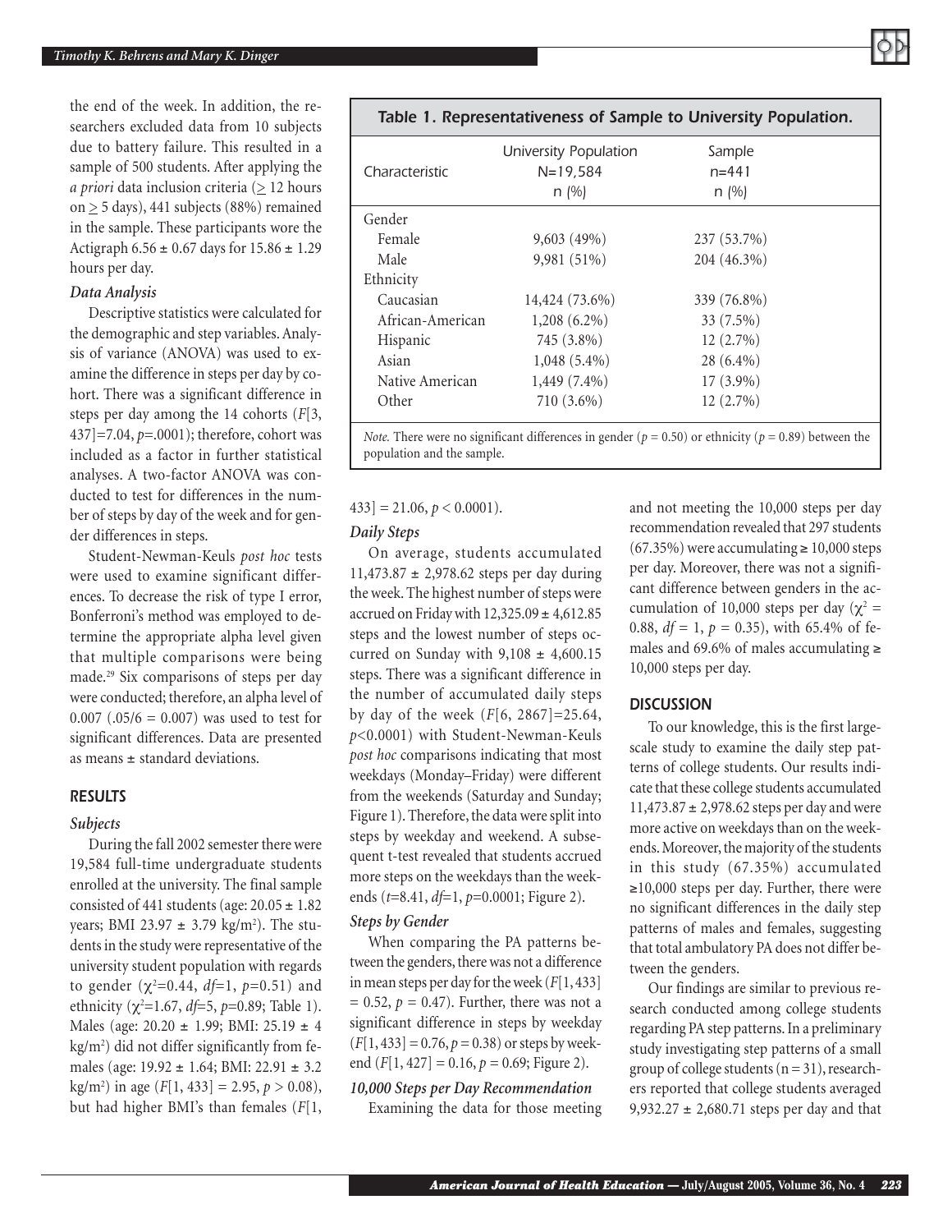the end of the week. In addition, the researchers excluded data from 10 subjects due to battery failure. This resulted in a sample of 500 students. After applying the *a priori* data inclusion criteria ($\geq$ 12 hours on $\geq$ 5 days), 441 subjects (88%) remained in the sample. These participants wore the Actigraph 6.56 ± 0.67 days for 15.86 ± 1.29 hours per day.

### Data Analysis

Descriptive statistics were calculated for the demographic and step variables. Analysis of variance (ANOVA) was used to examine the difference in steps per day by cohort. There was a significant difference in steps per day among the 14 cohorts ($F$[3, 437]=7.04, $p$=.0001); therefore, cohort was included as a factor in further statistical analyses. A two-factor ANOVA was conducted to test for differences in the number of steps by day of the week and for gender differences in steps.

Student-Newman-Keuls *post hoc* tests were used to examine significant differences. To decrease the risk of type I error, Bonferroni's method was employed to determine the appropriate alpha level given that multiple comparisons were being made.[29] Six comparisons of steps per day were conducted; therefore, an alpha level of 0.007 (.05/6 = 0.007) was used to test for significant differences. Data are presented as means ± standard deviations.

## RESULTS

### Subjects

During the fall 2002 semester there were 19,584 full-time undergraduate students enrolled at the university. The final sample consisted of 441 students (age: 20.05 ± 1.82 years; BMI 23.97 ± 3.79 kg/m$^2$). The students in the study were representative of the university student population with regards to gender ($\chi^2$=0.44, $df$=1, $p$=0.51) and ethnicity ($\chi^2$=1.67, $df$=5, $p$=0.89; Table 1). Males (age: 20.20 ± 1.99; BMI: 25.19 ± 4 kg/m$^2$) did not differ significantly from females (age: 19.92 ± 1.64; BMI: 22.91 ± 3.2 kg/m$^2$) in age ($F$[1, 433] = 2.95, $p$ > 0.08), but had higher BMI's than females ($F$[1, 433] = 21.06, $p$ < 0.0001).

**Table 1. Representativeness of Sample to University Population.**

| Characteristic | University Population N=19,584 n (%) | Sample n=441 n (%) |
|---|---|---|
| Gender | | |
| Female | 9,603 (49%) | 237 (53.7%) |
| Male | 9,981 (51%) | 204 (46.3%) |
| Ethnicity | | |
| Caucasian | 14,424 (73.6%) | 339 (76.8%) |
| African-American | 1,208 (6.2%) | 33 (7.5%) |
| Hispanic | 745 (3.8%) | 12 (2.7%) |
| Asian | 1,048 (5.4%) | 28 (6.4%) |
| Native American | 1,449 (7.4%) | 17 (3.9%) |
| Other | 710 (3.6%) | 12 (2.7%) |

*Note.* There were no significant differences in gender ($p$ = 0.50) or ethnicity ($p$ = 0.89) between the population and the sample.

### Daily Steps

On average, students accumulated 11,473.87 ± 2,978.62 steps per day during the week. The highest number of steps were accrued on Friday with 12,325.09 ± 4,612.85 steps and the lowest number of steps occurred on Sunday with 9,108 ± 4,600.15 steps. There was a significant difference in the number of accumulated daily steps by day of the week ($F$[6, 2867]=25.64, $p$<0.0001) with Student-Newman-Keuls *post hoc* comparisons indicating that most weekdays (Monday–Friday) were different from the weekends (Saturday and Sunday; Figure 1). Therefore, the data were split into steps by weekday and weekend. A subsequent t-test revealed that students accrued more steps on the weekdays than the weekends ($t$=8.41, $df$=1, $p$=0.0001; Figure 2).

### Steps by Gender

When comparing the PA patterns between the genders, there was not a difference in mean steps per day for the week ($F$[1,433] = 0.52, $p$ = 0.47). Further, there was not a significant difference in steps by weekday ($F$[1,433] = 0.76, $p$ = 0.38) or steps by weekend ($F$[1, 427] = 0.16, $p$ = 0.69; Figure 2).

### 10,000 Steps per Day Recommendation

Examining the data for those meeting and not meeting the 10,000 steps per day recommendation revealed that 297 students (67.35%) were accumulating ≥ 10,000 steps per day. Moreover, there was not a significant difference between genders in the accumulation of 10,000 steps per day ($\chi^2$ = 0.88, $df$ = 1, $p$ = 0.35), with 65.4% of females and 69.6% of males accumulating ≥ 10,000 steps per day.

## DISCUSSION

To our knowledge, this is the first large-scale study to examine the daily step patterns of college students. Our results indicate that these college students accumulated 11,473.87 ± 2,978.62 steps per day and were more active on weekdays than on the weekends. Moreover, the majority of the students in this study (67.35%) accumulated ≥10,000 steps per day. Further, there were no significant differences in the daily step patterns of males and females, suggesting that total ambulatory PA does not differ between the genders.

Our findings are similar to previous research conducted among college students regarding PA step patterns. In a preliminary study investigating step patterns of a small group of college students (n = 31), researchers reported that college students averaged 9,932.27 ± 2,680.71 steps per day and that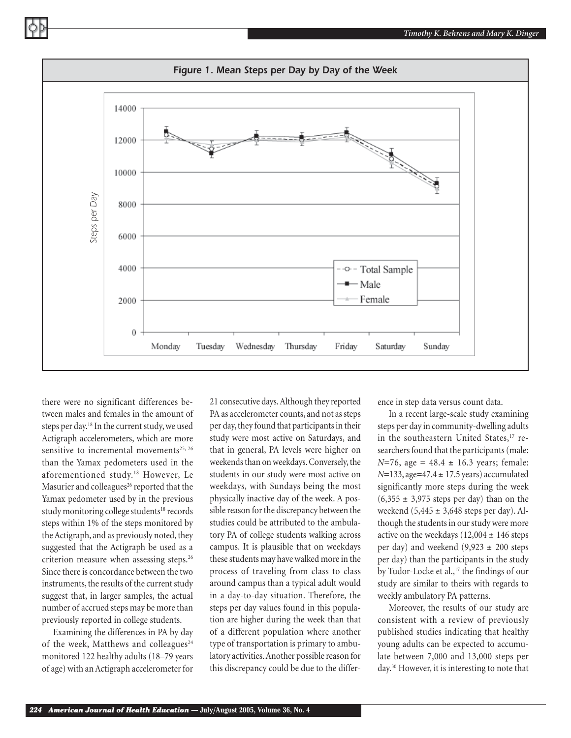**Figure 1. Mean Steps per Day by Day of the Week**

there were no significant differences between males and females in the amount of steps per day.[18] In the current study, we used Actigraph accelerometers, which are more sensitive to incremental movements[25, 26] than the Yamax pedometers used in the aforementioned study.[18] However, Le Masurier and colleagues[26] reported that the Yamax pedometer used by in the previous study monitoring college students[18] records steps within 1% of the steps monitored by the Actigraph, and as previously noted, they suggested that the Actigraph be used as a criterion measure when assessing steps.[26] Since there is concordance between the two instruments, the results of the current study suggest that, in larger samples, the actual number of accrued steps may be more than previously reported in college students.

Examining the differences in PA by day of the week, Matthews and colleagues[24] monitored 122 healthy adults (18–79 years of age) with an Actigraph accelerometer for 21 consecutive days. Although they reported PA as accelerometer counts, and not as steps per day, they found that participants in their study were most active on Saturdays, and that in general, PA levels were higher on weekends than on weekdays. Conversely, the students in our study were most active on weekdays, with Sundays being the most physically inactive day of the week. A possible reason for the discrepancy between the studies could be attributed to the ambulatory PA of college students walking across campus. It is plausible that on weekdays these students may have walked more in the process of traveling from class to class around campus than a typical adult would in a day-to-day situation. Therefore, the steps per day values found in this population are higher during the week than that of a different population where another type of transportation is primary to ambulatory activities. Another possible reason for this discrepancy could be due to the difference in step data versus count data.

In a recent large-scale study examining steps per day in community-dwelling adults in the southeastern United States,[17] researchers found that the participants (male: $N$=76, age = 48.4 ± 16.3 years; female: $N$=133, age=47.4 ± 17.5 years) accumulated significantly more steps during the week (6,355 ± 3,975 steps per day) than on the weekend (5,445 ± 3,648 steps per day). Although the students in our study were more active on the weekdays (12,004 ± 146 steps per day) and weekend (9,923 ± 200 steps per day) than the participants in the study by Tudor-Locke et al.,[17] the findings of our study are similar to theirs with regards to weekly ambulatory PA patterns.

Moreover, the results of our study are consistent with a review of previously published studies indicating that healthy young adults can be expected to accumulate between 7,000 and 13,000 steps per day.[30] However, it is interesting to note that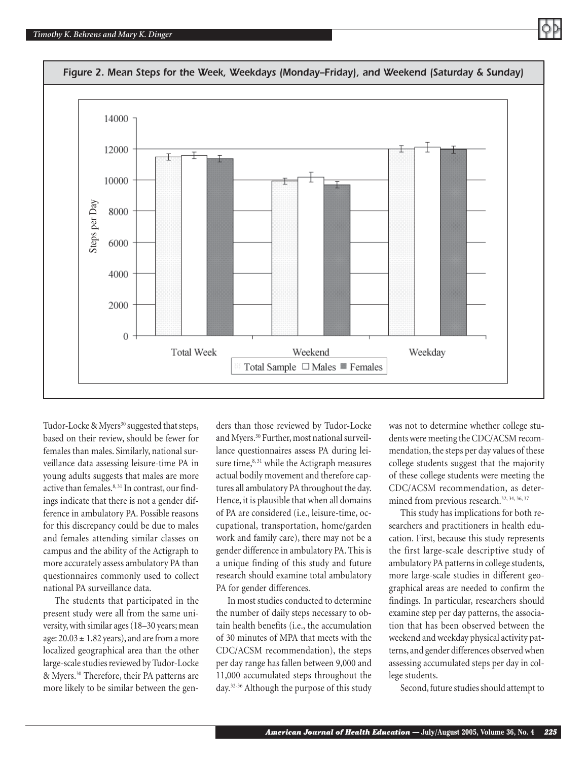*Figure 2. Mean Steps for the Week, Weekdays (Monday–Friday), and Weekend (Saturday & Sunday)*

Tudor-Locke & Myers[30] suggested that steps, based on their review, should be fewer for females than males. Similarly, national surveillance data assessing leisure-time PA in young adults suggests that males are more active than females.[8,31] In contrast, our findings indicate that there is not a gender difference in ambulatory PA. Possible reasons for this discrepancy could be due to males and females attending similar classes on campus and the ability of the Actigraph to more accurately assess ambulatory PA than questionnaires commonly used to collect national PA surveillance data.

The students that participated in the present study were all from the same university, with similar ages (18–30 years; mean age: 20.03 ± 1.82 years), and are from a more localized geographical area than the other large-scale studies reviewed by Tudor-Locke & Myers.[30] Therefore, their PA patterns are more likely to be similar between the genders than those reviewed by Tudor-Locke and Myers.[30] Further, most national surveillance questionnaires assess PA during leisure time,[8,31] while the Actigraph measures actual bodily movement and therefore captures all ambulatory PA throughout the day. Hence, it is plausible that when all domains of PA are considered (i.e., leisure-time, occupational, transportation, home/garden work and family care), there may not be a gender difference in ambulatory PA. This is a unique finding of this study and future research should examine total ambulatory PA for gender differences.

In most studies conducted to determine the number of daily steps necessary to obtain health benefits (i.e., the accumulation of 30 minutes of MPA that meets with the CDC/ACSM recommendation), the steps per day range has fallen between 9,000 and 11,000 accumulated steps throughout the day.[32-36] Although the purpose of this study was not to determine whether college students were meeting the CDC/ACSM recommendation, the steps per day values of these college students suggest that the majority of these college students were meeting the CDC/ACSM recommendation, as determined from previous research.[32,34,36,37]

This study has implications for both researchers and practitioners in health education. First, because this study represents the first large-scale descriptive study of ambulatory PA patterns in college students, more large-scale studies in different geographical areas are needed to confirm the findings. In particular, researchers should examine step per day patterns, the association that has been observed between the weekend and weekday physical activity patterns, and gender differences observed when assessing accumulated steps per day in college students.

Second, future studies should attempt to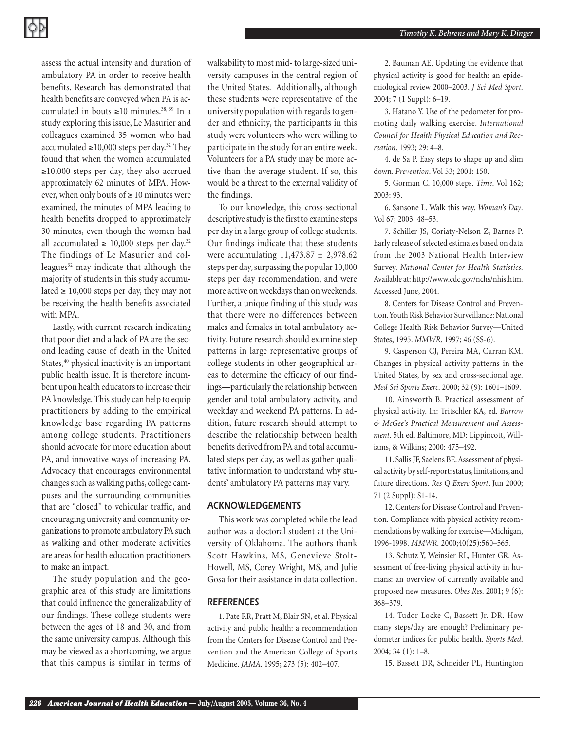assess the actual intensity and duration of ambulatory PA in order to receive health benefits. Research has demonstrated that health benefits are conveyed when PA is accumulated in bouts ≥10 minutes.[38, 39] In a study exploring this issue, Le Masurier and colleagues examined 35 women who had accumulated ≥10,000 steps per day.[32] They found that when the women accumulated ≥10,000 steps per day, they also accrued approximately 62 minutes of MPA. However, when only bouts of ≥ 10 minutes were examined, the minutes of MPA leading to health benefits dropped to approximately 30 minutes, even though the women had all accumulated ≥ 10,000 steps per day.[32] The findings of Le Masurier and colleagues[32] may indicate that although the majority of students in this study accumulated ≥ 10,000 steps per day, they may not be receiving the health benefits associated with MPA.

Lastly, with current research indicating that poor diet and a lack of PA are the second leading cause of death in the United States,[40] physical inactivity is an important public health issue. It is therefore incumbent upon health educators to increase their PA knowledge. This study can help to equip practitioners by adding to the empirical knowledge base regarding PA patterns among college students. Practitioners should advocate for more education about PA, and innovative ways of increasing PA. Advocacy that encourages environmental changes such as walking paths, college campuses and the surrounding communities that are "closed" to vehicular traffic, and encouraging university and community organizations to promote ambulatory PA such as walking and other moderate activities are areas for health education practitioners to make an impact.

The study population and the geographic area of this study are limitations that could influence the generalizability of our findings. These college students were between the ages of 18 and 30, and from the same university campus. Although this may be viewed as a shortcoming, we argue that this campus is similar in terms of walkability to most mid- to large-sized university campuses in the central region of the United States. Additionally, although these students were representative of the university population with regards to gender and ethnicity, the participants in this study were volunteers who were willing to participate in the study for an entire week. Volunteers for a PA study may be more active than the average student. If so, this would be a threat to the external validity of the findings.

To our knowledge, this cross-sectional descriptive study is the first to examine steps per day in a large group of college students. Our findings indicate that these students were accumulating 11,473.87 ± 2,978.62 steps per day, surpassing the popular 10,000 steps per day recommendation, and were more active on weekdays than on weekends. Further, a unique finding of this study was that there were no differences between males and females in total ambulatory activity. Future research should examine step patterns in large representative groups of college students in other geographical areas to determine the efficacy of our findings—particularly the relationship between gender and total ambulatory activity, and weekday and weekend PA patterns. In addition, future research should attempt to describe the relationship between health benefits derived from PA and total accumulated steps per day, as well as gather qualitative information to understand why students' ambulatory PA patterns may vary.

## ACKNOWLEDGEMENTS

This work was completed while the lead author was a doctoral student at the University of Oklahoma. The authors thank Scott Hawkins, MS, Genevieve Stolt-Howell, MS, Corey Wright, MS, and Julie Gosa for their assistance in data collection.

## REFERENCES

1. Pate RR, Pratt M, Blair SN, et al. Physical activity and public health: a recommendation from the Centers for Disease Control and Prevention and the American College of Sports Medicine. *JAMA*. 1995; 273 (5): 402–407.

2. Bauman AE. Updating the evidence that physical activity is good for health: an epidemiological review 2000–2003. *J Sci Med Sport*. 2004; 7 (1 Suppl): 6–19.

3. Hatano Y. Use of the pedometer for promoting daily walking exercise. *International Council for Health Physical Education and Recreation*. 1993; 29: 4–8.

4. de Sa P. Easy steps to shape up and slim down. *Prevention*. Vol 53; 2001: 150.

5. Gorman C. 10,000 steps. *Time*. Vol 162; 2003: 93.

6. Sansone L. Walk this way. *Woman's Day*. Vol 67; 2003: 48–53.

7. Schiller JS, Coriaty-Nelson Z, Barnes P. Early release of selected estimates based on data from the 2003 National Health Interview Survey. *National Center for Health Statistics*. Available at: http://www.cdc.gov/nchs/nhis.htm. Accessed June, 2004.

8. Centers for Disease Control and Prevention. Youth Risk Behavior Surveillance: National College Health Risk Behavior Survey—United States, 1995. *MMWR*. 1997; 46 (SS-6).

9. Casperson CJ, Pereira MA, Curran KM. Changes in physical activity patterns in the United States, by sex and cross-sectional age. *Med Sci Sports Exerc*. 2000; 32 (9): 1601–1609.

10. Ainsworth B. Practical assessment of physical activity. In: Tritschler KA, ed. *Barrow & McGee's Practical Measurement and Assessment*. 5th ed. Baltimore, MD: Lippincott, Williams, & Wilkins; 2000: 475–492.

11. Sallis JF, Saelens BE. Assessment of physical activity by self-report: status, limitations, and future directions. *Res Q Exerc Sport*. Jun 2000; 71 (2 Suppl): S1-14.

12. Centers for Disease Control and Prevention. Compliance with physical activity recommendations by walking for exercise—Michigan, 1996-1998. *MMWR*. 2000;40(25):560–565.

13. Schutz Y, Weinsier RL, Hunter GR. Assessment of free-living physical activity in humans: an overview of currently available and proposed new measures. *Obes Res*. 2001; 9 (6): 368–379.

14. Tudor-Locke C, Bassett Jr. DR. How many steps/day are enough? Preliminary pedometer indices for public health. *Sports Med*. 2004; 34 (1): 1–8.

15. Bassett DR, Schneider PL, Huntington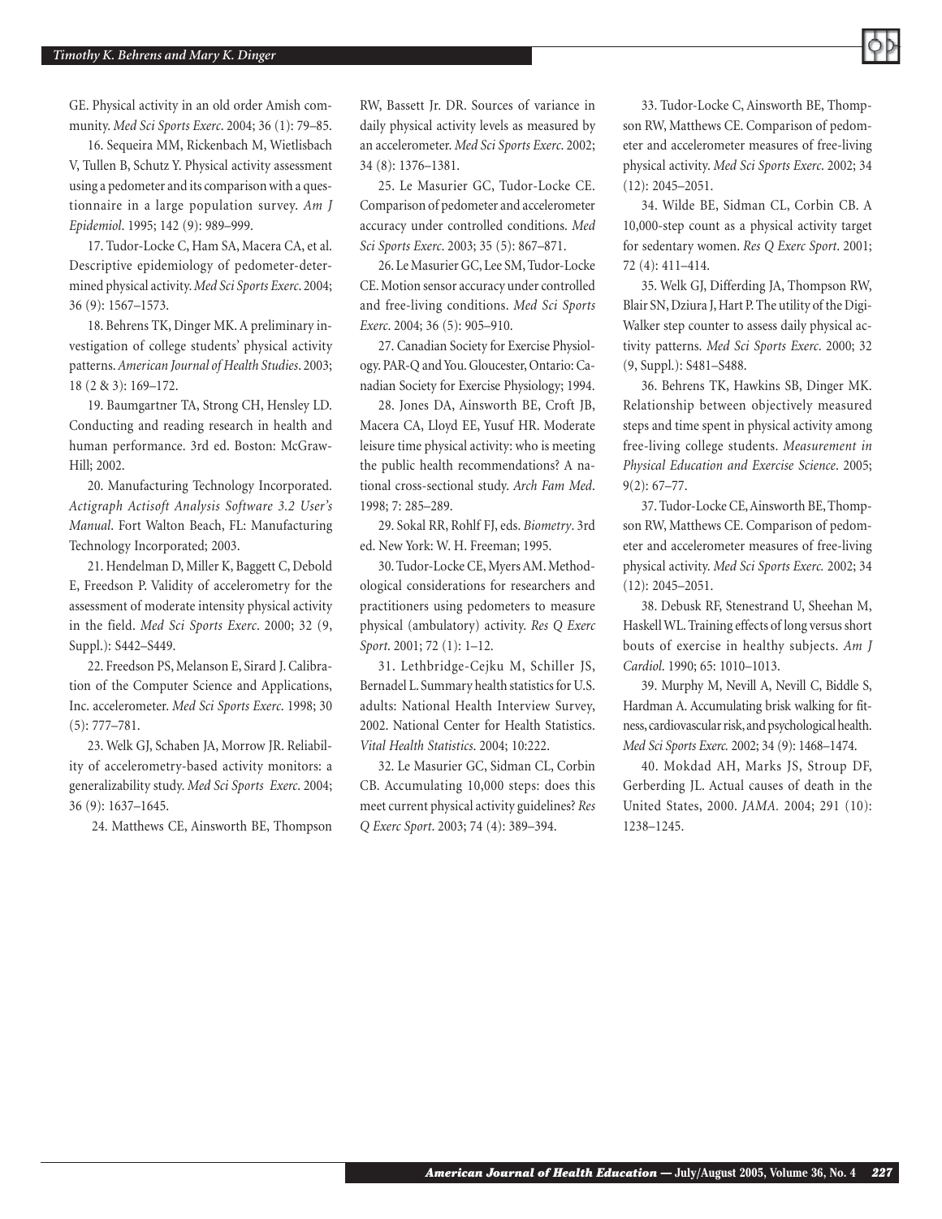GE. Physical activity in an old order Amish community. *Med Sci Sports Exerc*. 2004; 36 (1): 79–85.

16. Sequeira MM, Rickenbach M, Wietlisbach V, Tullen B, Schutz Y. Physical activity assessment using a pedometer and its comparison with a questionnaire in a large population survey. *Am J Epidemiol*. 1995; 142 (9): 989–999.

17. Tudor-Locke C, Ham SA, Macera CA, et al. Descriptive epidemiology of pedometer-determined physical activity. *Med Sci Sports Exerc*. 2004; 36 (9): 1567–1573.

18. Behrens TK, Dinger MK. A preliminary investigation of college students' physical activity patterns. *American Journal of Health Studies*. 2003; 18 (2 & 3): 169–172.

19. Baumgartner TA, Strong CH, Hensley LD. Conducting and reading research in health and human performance. 3rd ed. Boston: McGraw-Hill; 2002.

20. Manufacturing Technology Incorporated. *Actigraph Actisoft Analysis Software 3.2 User's Manual*. Fort Walton Beach, FL: Manufacturing Technology Incorporated; 2003.

21. Hendelman D, Miller K, Baggett C, Debold E, Freedson P. Validity of accelerometry for the assessment of moderate intensity physical activity in the field. *Med Sci Sports Exerc*. 2000; 32 (9, Suppl.): S442–S449.

22. Freedson PS, Melanson E, Sirard J. Calibration of the Computer Science and Applications, Inc. accelerometer. *Med Sci Sports Exerc*. 1998; 30 (5): 777–781.

23. Welk GJ, Schaben JA, Morrow JR. Reliability of accelerometry-based activity monitors: a generalizability study. *Med Sci Sports Exerc*. 2004; 36 (9): 1637–1645.

24. Matthews CE, Ainsworth BE, Thompson RW, Bassett Jr. DR. Sources of variance in daily physical activity levels as measured by an accelerometer. *Med Sci Sports Exerc*. 2002; 34 (8): 1376–1381.

25. Le Masurier GC, Tudor-Locke CE. Comparison of pedometer and accelerometer accuracy under controlled conditions. *Med Sci Sports Exerc*. 2003; 35 (5): 867–871.

26. Le Masurier GC, Lee SM, Tudor-Locke CE. Motion sensor accuracy under controlled and free-living conditions. *Med Sci Sports Exerc*. 2004; 36 (5): 905–910.

27. Canadian Society for Exercise Physiology. PAR-Q and You. Gloucester, Ontario: Canadian Society for Exercise Physiology; 1994.

28. Jones DA, Ainsworth BE, Croft JB, Macera CA, Lloyd EE, Yusuf HR. Moderate leisure time physical activity: who is meeting the public health recommendations? A national cross-sectional study. *Arch Fam Med*. 1998; 7: 285–289.

29. Sokal RR, Rohlf FJ, eds. *Biometry*. 3rd ed. New York: W. H. Freeman; 1995.

30. Tudor-Locke CE, Myers AM. Methodological considerations for researchers and practitioners using pedometers to measure physical (ambulatory) activity. *Res Q Exerc Sport*. 2001; 72 (1): 1–12.

31. Lethbridge-Cejku M, Schiller JS, Bernadel L. Summary health statistics for U.S. adults: National Health Interview Survey, 2002. National Center for Health Statistics. *Vital Health Statistics*. 2004; 10:222.

32. Le Masurier GC, Sidman CL, Corbin CB. Accumulating 10,000 steps: does this meet current physical activity guidelines? *Res Q Exerc Sport*. 2003; 74 (4): 389–394.

33. Tudor-Locke C, Ainsworth BE, Thompson RW, Matthews CE. Comparison of pedometer and accelerometer measures of free-living physical activity. *Med Sci Sports Exerc*. 2002; 34 (12): 2045–2051.

34. Wilde BE, Sidman CL, Corbin CB. A 10,000-step count as a physical activity target for sedentary women. *Res Q Exerc Sport*. 2001; 72 (4): 411–414.

35. Welk GJ, Differding JA, Thompson RW, Blair SN, Dziura J, Hart P. The utility of the Digi-Walker step counter to assess daily physical activity patterns. *Med Sci Sports Exerc*. 2000; 32 (9, Suppl.): S481–S488.

36. Behrens TK, Hawkins SB, Dinger MK. Relationship between objectively measured steps and time spent in physical activity among free-living college students. *Measurement in Physical Education and Exercise Science*. 2005; 9(2): 67–77.

37. Tudor-Locke CE, Ainsworth BE, Thompson RW, Matthews CE. Comparison of pedometer and accelerometer measures of free-living physical activity. *Med Sci Sports Exerc.* 2002; 34 (12): 2045–2051.

38. Debusk RF, Stenestrand U, Sheehan M, Haskell WL. Training effects of long versus short bouts of exercise in healthy subjects. *Am J Cardiol*. 1990; 65: 1010–1013.

39. Murphy M, Nevill A, Nevill C, Biddle S, Hardman A. Accumulating brisk walking for fitness, cardiovascular risk, and psychological health. *Med Sci Sports Exerc.* 2002; 34 (9): 1468–1474.

40. Mokdad AH, Marks JS, Stroup DF, Gerberding JL. Actual causes of death in the United States, 2000. *JAMA*. 2004; 291 (10): 1238–1245.